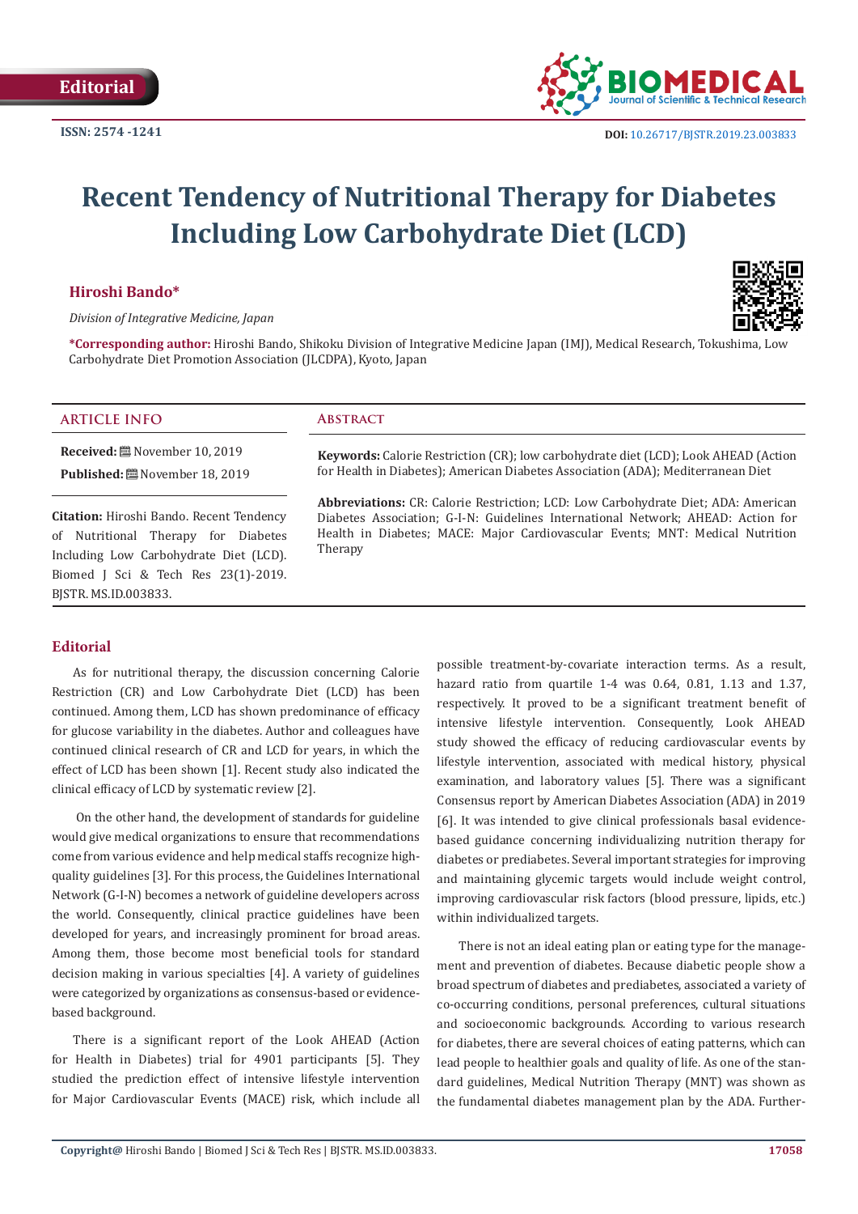Editorial

ISSN: 2574 -1241

DOI: 10.26717/BJSTR.2019.23.003833

# Recent Tendency of Nutritional Therapy for Diabetes Including Low Carbohydrate Diet (LCD)

**Hiroshi Bando***

*Division of Integrative Medicine, Japan*

***Corresponding author:** Hiroshi Bando, Shikoku Division of Integrative Medicine Japan (IMJ), Medical Research, Tokushima, Low Carbohydrate Diet Promotion Association (JLCDPA), Kyoto, Japan

## ARTICLE INFO

**Received:** November 10, 2019

**Published:** November 18, 2019

**Citation:** Hiroshi Bando. Recent Tendency of Nutritional Therapy for Diabetes Including Low Carbohydrate Diet (LCD). Biomed J Sci & Tech Res 23(1)-2019. BJSTR. MS.ID.003833.

## Abstract

**Keywords:** Calorie Restriction (CR); low carbohydrate diet (LCD); Look AHEAD (Action for Health in Diabetes); American Diabetes Association (ADA); Mediterranean Diet

**Abbreviations:** CR: Calorie Restriction; LCD: Low Carbohydrate Diet; ADA: American Diabetes Association; G-I-N: Guidelines International Network; AHEAD: Action for Health in Diabetes; MACE: Major Cardiovascular Events; MNT: Medical Nutrition Therapy

## Editorial

As for nutritional therapy, the discussion concerning Calorie Restriction (CR) and Low Carbohydrate Diet (LCD) has been continued. Among them, LCD has shown predominance of efficacy for glucose variability in the diabetes. Author and colleagues have continued clinical research of CR and LCD for years, in which the effect of LCD has been shown [1]. Recent study also indicated the clinical efficacy of LCD by systematic review [2].

On the other hand, the development of standards for guideline would give medical organizations to ensure that recommendations come from various evidence and help medical staffs recognize high-quality guidelines [3]. For this process, the Guidelines International Network (G-I-N) becomes a network of guideline developers across the world. Consequently, clinical practice guidelines have been developed for years, and increasingly prominent for broad areas. Among them, those become most beneficial tools for standard decision making in various specialties [4]. A variety of guidelines were categorized by organizations as consensus-based or evidence-based background.

There is a significant report of the Look AHEAD (Action for Health in Diabetes) trial for 4901 participants [5]. They studied the prediction effect of intensive lifestyle intervention for Major Cardiovascular Events (MACE) risk, which include all possible treatment-by-covariate interaction terms. As a result, hazard ratio from quartile 1-4 was 0.64, 0.81, 1.13 and 1.37, respectively. It proved to be a significant treatment benefit of intensive lifestyle intervention. Consequently, Look AHEAD study showed the efficacy of reducing cardiovascular events by lifestyle intervention, associated with medical history, physical examination, and laboratory values [5]. There was a significant Consensus report by American Diabetes Association (ADA) in 2019 [6]. It was intended to give clinical professionals basal evidence-based guidance concerning individualizing nutrition therapy for diabetes or prediabetes. Several important strategies for improving and maintaining glycemic targets would include weight control, improving cardiovascular risk factors (blood pressure, lipids, etc.) within individualized targets.

There is not an ideal eating plan or eating type for the management and prevention of diabetes. Because diabetic people show a broad spectrum of diabetes and prediabetes, associated a variety of co-occurring conditions, personal preferences, cultural situations and socioeconomic backgrounds. According to various research for diabetes, there are several choices of eating patterns, which can lead people to healthier goals and quality of life. As one of the standard guidelines, Medical Nutrition Therapy (MNT) was shown as the fundamental diabetes management plan by the ADA. Further-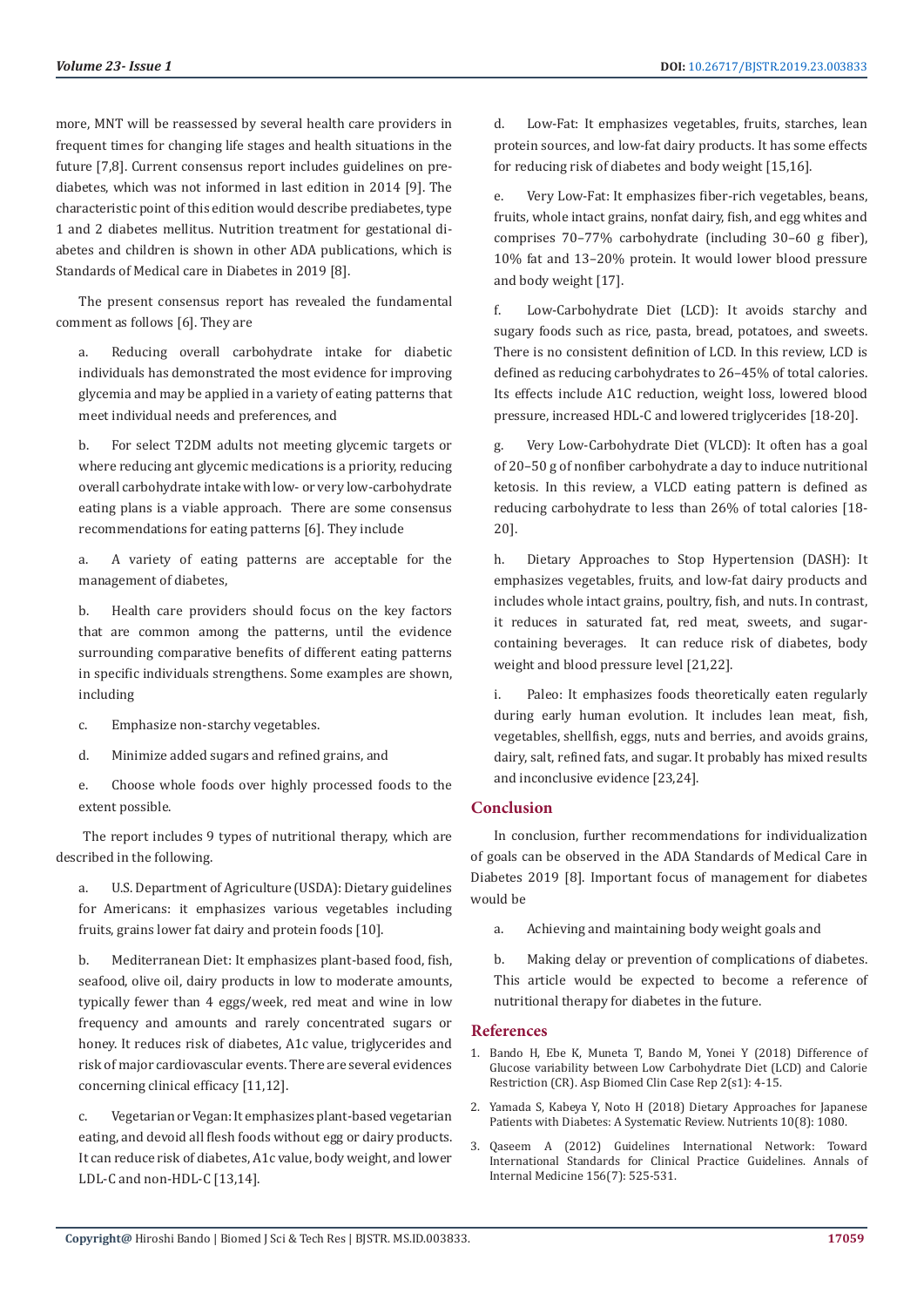more, MNT will be reassessed by several health care providers in frequent times for changing life stages and health situations in the future [7,8]. Current consensus report includes guidelines on pre-diabetes, which was not informed in last edition in 2014 [9]. The characteristic point of this edition would describe prediabetes, type 1 and 2 diabetes mellitus. Nutrition treatment for gestational diabetes and children is shown in other ADA publications, which is Standards of Medical care in Diabetes in 2019 [8].

The present consensus report has revealed the fundamental comment as follows [6]. They are

a. Reducing overall carbohydrate intake for diabetic individuals has demonstrated the most evidence for improving glycemia and may be applied in a variety of eating patterns that meet individual needs and preferences, and

b. For select T2DM adults not meeting glycemic targets or where reducing ant glycemic medications is a priority, reducing overall carbohydrate intake with low- or very low-carbohydrate eating plans is a viable approach. There are some consensus recommendations for eating patterns [6]. They include

a. A variety of eating patterns are acceptable for the management of diabetes,

b. Health care providers should focus on the key factors that are common among the patterns, until the evidence surrounding comparative benefits of different eating patterns in specific individuals strengthens. Some examples are shown, including

c. Emphasize non-starchy vegetables.

d. Minimize added sugars and refined grains, and

e. Choose whole foods over highly processed foods to the extent possible.

The report includes 9 types of nutritional therapy, which are described in the following.

a. U.S. Department of Agriculture (USDA): Dietary guidelines for Americans: it emphasizes various vegetables including fruits, grains lower fat dairy and protein foods [10].

b. Mediterranean Diet: It emphasizes plant-based food, fish, seafood, olive oil, dairy products in low to moderate amounts, typically fewer than 4 eggs/week, red meat and wine in low frequency and amounts and rarely concentrated sugars or honey. It reduces risk of diabetes, A1c value, triglycerides and risk of major cardiovascular events. There are several evidences concerning clinical efficacy [11,12].

c. Vegetarian or Vegan: It emphasizes plant-based vegetarian eating, and devoid all flesh foods without egg or dairy products. It can reduce risk of diabetes, A1c value, body weight, and lower LDL-C and non-HDL-C [13,14].

d. Low-Fat: It emphasizes vegetables, fruits, starches, lean protein sources, and low-fat dairy products. It has some effects for reducing risk of diabetes and body weight [15,16].

e. Very Low-Fat: It emphasizes fiber-rich vegetables, beans, fruits, whole intact grains, nonfat dairy, fish, and egg whites and comprises 70–77% carbohydrate (including 30–60 g fiber), 10% fat and 13–20% protein. It would lower blood pressure and body weight [17].

f. Low-Carbohydrate Diet (LCD): It avoids starchy and sugary foods such as rice, pasta, bread, potatoes, and sweets. There is no consistent definition of LCD. In this review, LCD is defined as reducing carbohydrates to 26–45% of total calories. Its effects include A1C reduction, weight loss, lowered blood pressure, increased HDL-C and lowered triglycerides [18-20].

g. Very Low-Carbohydrate Diet (VLCD): It often has a goal of 20–50 g of nonfiber carbohydrate a day to induce nutritional ketosis. In this review, a VLCD eating pattern is defined as reducing carbohydrate to less than 26% of total calories [18-20].

h. Dietary Approaches to Stop Hypertension (DASH): It emphasizes vegetables, fruits, and low-fat dairy products and includes whole intact grains, poultry, fish, and nuts. In contrast, it reduces in saturated fat, red meat, sweets, and sugar-containing beverages. It can reduce risk of diabetes, body weight and blood pressure level [21,22].

i. Paleo: It emphasizes foods theoretically eaten regularly during early human evolution. It includes lean meat, fish, vegetables, shellfish, eggs, nuts and berries, and avoids grains, dairy, salt, refined fats, and sugar. It probably has mixed results and inconclusive evidence [23,24].

## Conclusion

In conclusion, further recommendations for individualization of goals can be observed in the ADA Standards of Medical Care in Diabetes 2019 [8]. Important focus of management for diabetes would be

a. Achieving and maintaining body weight goals and

b. Making delay or prevention of complications of diabetes. This article would be expected to become a reference of nutritional therapy for diabetes in the future.

## References

1. Bando H, Ebe K, Muneta T, Bando M, Yonei Y (2018) Difference of Glucose variability between Low Carbohydrate Diet (LCD) and Calorie Restriction (CR). Asp Biomed Clin Case Rep 2(s1): 4-15.
2. Yamada S, Kabeya Y, Noto H (2018) Dietary Approaches for Japanese Patients with Diabetes: A Systematic Review. Nutrients 10(8): 1080.
3. Qaseem A (2012) Guidelines International Network: Toward International Standards for Clinical Practice Guidelines. Annals of Internal Medicine 156(7): 525-531.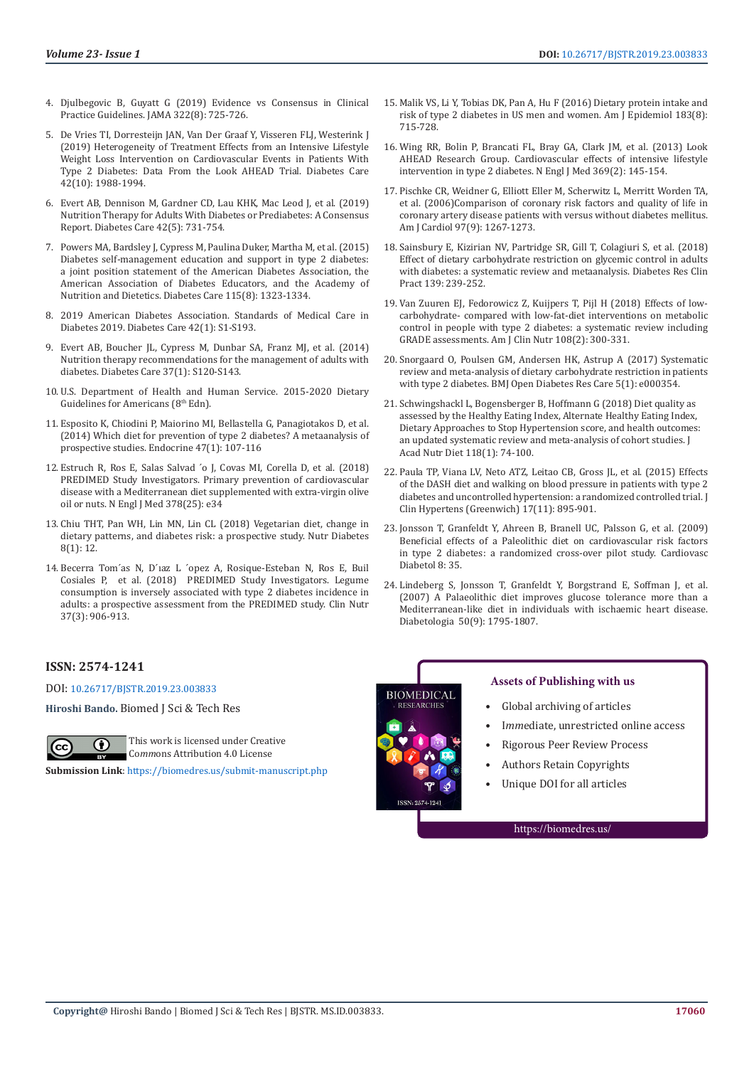4. Djulbegovic B, Guyatt G (2019) Evidence vs Consensus in Clinical Practice Guidelines. JAMA 322(8): 725-726.

5. De Vries TI, Dorresteijn JAN, Van Der Graaf Y, Visseren FLJ, Westerink J (2019) Heterogeneity of Treatment Effects from an Intensive Lifestyle Weight Loss Intervention on Cardiovascular Events in Patients With Type 2 Diabetes: Data From the Look AHEAD Trial. Diabetes Care 42(10): 1988-1994.

6. Evert AB, Dennison M, Gardner CD, Lau KHK, Mac Leod J, et al. (2019) Nutrition Therapy for Adults With Diabetes or Prediabetes: A Consensus Report. Diabetes Care 42(5): 731-754.

7. Powers MA, Bardsley J, Cypress M, Paulina Duker, Martha M, et al. (2015) Diabetes self-management education and support in type 2 diabetes: a joint position statement of the American Diabetes Association, the American Association of Diabetes Educators, and the Academy of Nutrition and Dietetics. Diabetes Care 115(8): 1323-1334.

8. 2019 American Diabetes Association. Standards of Medical Care in Diabetes 2019. Diabetes Care 42(1): S1-S193.

9. Evert AB, Boucher JL, Cypress M, Dunbar SA, Franz MJ, et al. (2014) Nutrition therapy recommendations for the management of adults with diabetes. Diabetes Care 37(1): S120-S143.

10. U.S. Department of Health and Human Service. 2015-2020 Dietary Guidelines for Americans (8th Edn).

11. Esposito K, Chiodini P, Maiorino MI, Bellastella G, Panagiotakos D, et al. (2014) Which diet for prevention of type 2 diabetes? A metaanalysis of prospective studies. Endocrine 47(1): 107-116

12. Estruch R, Ros E, Salas Salvad ´o J, Covas MI, Corella D, et al. (2018) PREDIMED Study Investigators. Primary prevention of cardiovascular disease with a Mediterranean diet supplemented with extra-virgin olive oil or nuts. N Engl J Med 378(25): e34

13. Chiu THT, Pan WH, Lin MN, Lin CL (2018) Vegetarian diet, change in dietary patterns, and diabetes risk: a prospective study. Nutr Diabetes 8(1): 12.

14. Becerra Tom´as N, D´ıaz L ´opez A, Rosique-Esteban N, Ros E, Buil Cosiales P, et al. (2018) PREDIMED Study Investigators. Legume consumption is inversely associated with type 2 diabetes incidence in adults: a prospective assessment from the PREDIMED study. Clin Nutr 37(3): 906-913.

15. Malik VS, Li Y, Tobias DK, Pan A, Hu F (2016) Dietary protein intake and risk of type 2 diabetes in US men and women. Am J Epidemiol 183(8): 715-728.

16. Wing RR, Bolin P, Brancati FL, Bray GA, Clark JM, et al. (2013) Look AHEAD Research Group. Cardiovascular effects of intensive lifestyle intervention in type 2 diabetes. N Engl J Med 369(2): 145-154.

17. Pischke CR, Weidner G, Elliott Eller M, Scherwitz L, Merritt Worden TA, et al. (2006)Comparison of coronary risk factors and quality of life in coronary artery disease patients with versus without diabetes mellitus. Am J Cardiol 97(9): 1267-1273.

18. Sainsbury E, Kizirian NV, Partridge SR, Gill T, Colagiuri S, et al. (2018) Effect of dietary carbohydrate restriction on glycemic control in adults with diabetes: a systematic review and metaanalysis. Diabetes Res Clin Pract 139: 239-252.

19. Van Zuuren EJ, Fedorowicz Z, Kuijpers T, Pijl H (2018) Effects of low-carbohydrate- compared with low-fat-diet interventions on metabolic control in people with type 2 diabetes: a systematic review including GRADE assessments. Am J Clin Nutr 108(2): 300-331.

20. Snorgaard O, Poulsen GM, Andersen HK, Astrup A (2017) Systematic review and meta-analysis of dietary carbohydrate restriction in patients with type 2 diabetes. BMJ Open Diabetes Res Care 5(1): e000354.

21. Schwingshackl L, Bogensberger B, Hoffmann G (2018) Diet quality as assessed by the Healthy Eating Index, Alternate Healthy Eating Index, Dietary Approaches to Stop Hypertension score, and health outcomes: an updated systematic review and meta-analysis of cohort studies. J Acad Nutr Diet 118(1): 74-100.

22. Paula TP, Viana LV, Neto ATZ, Leitao CB, Gross JL, et al. (2015) Effects of the DASH diet and walking on blood pressure in patients with type 2 diabetes and uncontrolled hypertension: a randomized controlled trial. J Clin Hypertens (Greenwich) 17(11): 895-901.

23. Jonsson T, Granfeldt Y, Ahreen B, Branell UC, Palsson G, et al. (2009) Beneficial effects of a Paleolithic diet on cardiovascular risk factors in type 2 diabetes: a randomized cross-over pilot study. Cardiovasc Diabetol 8: 35.

24. Lindeberg S, Jonsson T, Granfeldt Y, Borgstrand E, Soffman J, et al. (2007) A Palaeolithic diet improves glucose tolerance more than a Mediterranean-like diet in individuals with ischaemic heart disease. Diabetologia 50(9): 1795-1807.

**ISSN: 2574-1241**

DOI: 10.26717/BJSTR.2019.23.003833

**Hiroshi Bando.** Biomed J Sci & Tech Res

This work is licensed under Creative Commons Attribution 4.0 License

**Submission Link**: https://biomedres.us/submit-manuscript.php

### Assets of Publishing with us

- Global archiving of articles
- Immediate, unrestricted online access
- Rigorous Peer Review Process
- Authors Retain Copyrights
- Unique DOI for all articles

https://biomedres.us/